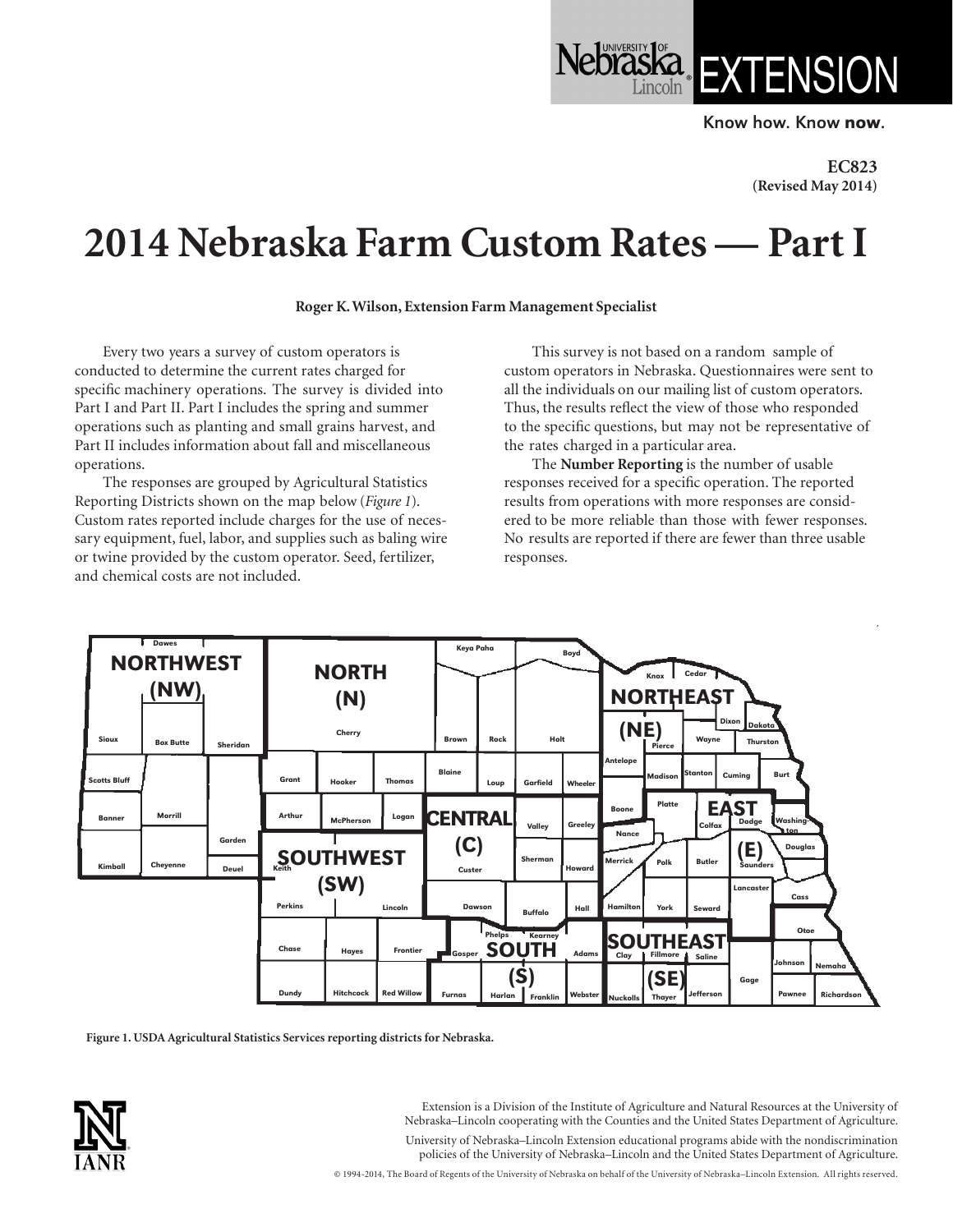EC823
(Revised May 2014)

# 2014 Nebraska Farm Custom Rates — Part I

**Roger K. Wilson, Extension Farm Management Specialist**

Every two years a survey of custom operators is conducted to determine the current rates charged for specific machinery operations. The survey is divided into Part I and Part II. Part I includes the spring and summer operations such as planting and small grains harvest, and Part II includes information about fall and miscellaneous operations.

The responses are grouped by Agricultural Statistics Reporting Districts shown on the map below (*Figure 1*). Custom rates reported include charges for the use of necessary equipment, fuel, labor, and supplies such as baling wire or twine provided by the custom operator. Seed, fertilizer, and chemical costs are not included.

This survey is not based on a random sample of custom operators in Nebraska. Questionnaires were sent to all the individuals on our mailing list of custom operators. Thus, the results reflect the view of those who responded to the specific questions, but may not be representative of the rates charged in a particular area.

The **Number Reporting** is the number of usable responses received for a specific operation. The reported results from operations with more responses are considered to be more reliable than those with fewer responses. No results are reported if there are fewer than three usable responses.

**Figure 1. USDA Agricultural Statistics Services reporting districts for Nebraska.**

Extension is a Division of the Institute of Agriculture and Natural Resources at the University of Nebraska–Lincoln cooperating with the Counties and the United States Department of Agriculture.

University of Nebraska–Lincoln Extension educational programs abide with the nondiscrimination policies of the University of Nebraska–Lincoln and the United States Department of Agriculture.

© 1994-2014, The Board of Regents of the University of Nebraska on behalf of the University of Nebraska–Lincoln Extension. All rights reserved.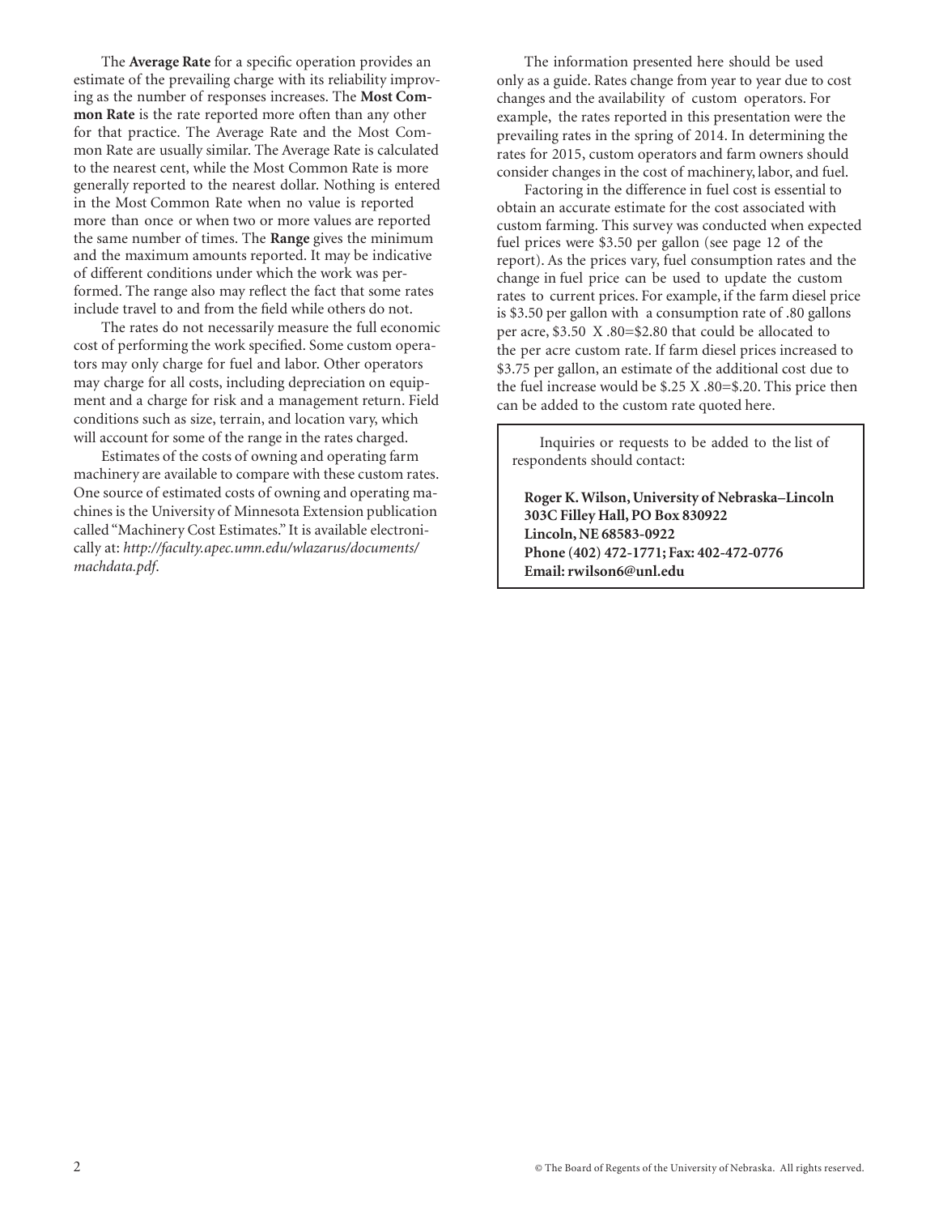The **Average Rate** for a specific operation provides an estimate of the prevailing charge with its reliability improving as the number of responses increases. The **Most Common Rate** is the rate reported more often than any other for that practice. The Average Rate and the Most Common Rate are usually similar. The Average Rate is calculated to the nearest cent, while the Most Common Rate is more generally reported to the nearest dollar. Nothing is entered in the Most Common Rate when no value is reported more than once or when two or more values are reported the same number of times. The **Range** gives the minimum and the maximum amounts reported. It may be indicative of different conditions under which the work was performed. The range also may reflect the fact that some rates include travel to and from the field while others do not.

The rates do not necessarily measure the full economic cost of performing the work specified. Some custom operators may only charge for fuel and labor. Other operators may charge for all costs, including depreciation on equipment and a charge for risk and a management return. Field conditions such as size, terrain, and location vary, which will account for some of the range in the rates charged.

Estimates of the costs of owning and operating farm machinery are available to compare with these custom rates. One source of estimated costs of owning and operating machines is the University of Minnesota Extension publication called "Machinery Cost Estimates." It is available electronically at: *http://faculty.apec.umn.edu/wlazarus/documents/machdata.pdf*.

The information presented here should be used only as a guide. Rates change from year to year due to cost changes and the availability of custom operators. For example, the rates reported in this presentation were the prevailing rates in the spring of 2014. In determining the rates for 2015, custom operators and farm owners should consider changes in the cost of machinery, labor, and fuel.

Factoring in the difference in fuel cost is essential to obtain an accurate estimate for the cost associated with custom farming. This survey was conducted when expected fuel prices were $3.50 per gallon (see page 12 of the report). As the prices vary, fuel consumption rates and the change in fuel price can be used to update the custom rates to current prices. For example, if the farm diesel price is $3.50 per gallon with a consumption rate of .80 gallons per acre, $3.50 X .80=$2.80 that could be allocated to the per acre custom rate. If farm diesel prices increased to $3.75 per gallon, an estimate of the additional cost due to the fuel increase would be $.25 X .80=$.20. This price then can be added to the custom rate quoted here.

Inquiries or requests to be added to the list of respondents should contact:

**Roger K. Wilson, University of Nebraska–Lincoln**
**303C Filley Hall, PO Box 830922**
**Lincoln, NE 68583-0922**
**Phone (402) 472-1771; Fax: 402-472-0776**
**Email: rwilson6@unl.edu**

© The Board of Regents of the University of Nebraska. All rights reserved.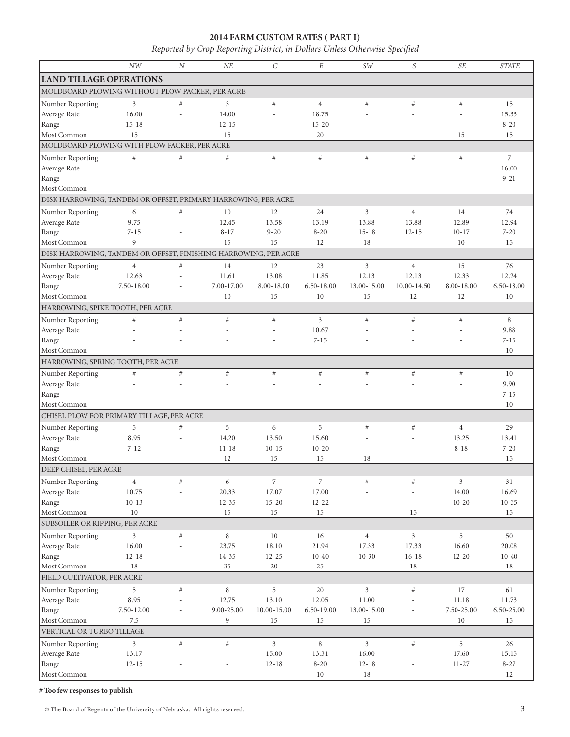## 2014 FARM CUSTOM RATES ( PART I)

*Reported by Crop Reporting District, in Dollars Unless Otherwise Specified*

| | NW | N | NE | C | E | SW | S | SE | STATE |
|---|---|---|---|---|---|---|---|---|---|
| **LAND TILLAGE OPERATIONS** | | | | | | | | | |
| MOLDBOARD PLOWING WITHOUT PLOW PACKER, PER ACRE | | | | | | | | | |
| Number Reporting | 3 | # | 3 | # | 4 | # | # | # | 15 |
| Average Rate | 16.00 | - | 14.00 | - | 18.75 | - | - | - | 15.33 |
| Range | 15-18 | - | 12-15 | - | 15-20 | - | - | - | 8-20 |
| Most Common | 15 | | 15 | | 20 | | | 15 | 15 |
| MOLDBOARD PLOWING WITH PLOW PACKER, PER ACRE | | | | | | | | | |
| Number Reporting | # | # | # | # | # | # | # | # | 7 |
| Average Rate | - | - | - | - | - | - | - | - | 16.00 |
| Range | - | - | - | - | - | - | - | - | 9-21 |
| Most Common | | | | | | | | | - |
| DISK HARROWING, TANDEM OR OFFSET, PRIMARY HARROWING, PER ACRE | | | | | | | | | |
| Number Reporting | 6 | # | 10 | 12 | 24 | 3 | 4 | 14 | 74 |
| Average Rate | 9.75 | - | 12.45 | 13.58 | 13.19 | 13.88 | 13.88 | 12.89 | 12.94 |
| Range | 7-15 | - | 8-17 | 9-20 | 8-20 | 15-18 | 12-15 | 10-17 | 7-20 |
| Most Common | 9 | | 15 | 15 | 12 | 18 | | 10 | 15 |
| DISK HARROWING, TANDEM OR OFFSET, FINISHING HARROWING, PER ACRE | | | | | | | | | |
| Number Reporting | 4 | # | 14 | 12 | 23 | 3 | 4 | 15 | 76 |
| Average Rate | 12.63 | - | 11.61 | 13.08 | 11.85 | 12.13 | 12.13 | 12.33 | 12.24 |
| Range | 7.50-18.00 | - | 7.00-17.00 | 8.00-18.00 | 6.50-18.00 | 13.00-15.00 | 10.00-14.50 | 8.00-18.00 | 6.50-18.00 |
| Most Common | | | 10 | 15 | 10 | 15 | 12 | 12 | 10 |
| HARROWING, SPIKE TOOTH, PER ACRE | | | | | | | | | |
| Number Reporting | # | # | # | # | 3 | # | # | # | 8 |
| Average Rate | - | - | - | - | 10.67 | - | - | - | 9.88 |
| Range | - | - | - | - | 7-15 | - | - | - | 7-15 |
| Most Common | | | | | | | | | 10 |
| HARROWING, SPRING TOOTH, PER ACRE | | | | | | | | | |
| Number Reporting | # | # | # | # | # | # | # | # | 10 |
| Average Rate | - | - | - | - | - | - | - | - | 9.90 |
| Range | - | - | - | - | - | - | - | - | 7-15 |
| Most Common | | | | | | | | | 10 |
| CHISEL PLOW FOR PRIMARY TILLAGE, PER ACRE | | | | | | | | | |
| Number Reporting | 5 | # | 5 | 6 | 5 | # | # | 4 | 29 |
| Average Rate | 8.95 | - | 14.20 | 13.50 | 15.60 | - | - | 13.25 | 13.41 |
| Range | 7-12 | - | 11-18 | 10-15 | 10-20 | - | - | 8-18 | 7-20 |
| Most Common | | | 12 | 15 | 15 | 18 | | | 15 |
| DEEP CHISEL, PER ACRE | | | | | | | | | |
| Number Reporting | 4 | # | 6 | 7 | 7 | # | # | 3 | 31 |
| Average Rate | 10.75 | - | 20.33 | 17.07 | 17.00 | - | - | 14.00 | 16.69 |
| Range | 10-13 | - | 12-35 | 15-20 | 12-22 | - | - | 10-20 | 10-35 |
| Most Common | 10 | | 15 | 15 | 15 | | 15 | | 15 |
| SUBSOILER OR RIPPING, PER ACRE | | | | | | | | | |
| Number Reporting | 3 | # | 8 | 10 | 16 | 4 | 3 | 5 | 50 |
| Average Rate | 16.00 | - | 23.75 | 18.10 | 21.94 | 17.33 | 17.33 | 16.60 | 20.08 |
| Range | 12-18 | - | 14-35 | 12-25 | 10-40 | 10-30 | 16-18 | 12-20 | 10-40 |
| Most Common | 18 | | 35 | 20 | 25 | | 18 | | 18 |
| FIELD CULTIVATOR, PER ACRE | | | | | | | | | |
| Number Reporting | 5 | # | 8 | 5 | 20 | 3 | # | 17 | 61 |
| Average Rate | 8.95 | - | 12.75 | 13.10 | 12.05 | 11.00 | - | 11.18 | 11.73 |
| Range | 7.50-12.00 | - | 9.00-25.00 | 10.00-15.00 | 6.50-19.00 | 13.00-15.00 | - | 7.50-25.00 | 6.50-25.00 |
| Most Common | 7.5 | | 9 | 15 | 15 | 15 | | 10 | 15 |
| VERTICAL OR TURBO TILLAGE | | | | | | | | | |
| Number Reporting | 3 | # | # | 3 | 8 | 3 | # | 5 | 26 |
| Average Rate | 13.17 | - | - | 15.00 | 13.31 | 16.00 | - | 17.60 | 15.15 |
| Range | 12-15 | - | - | 12-18 | 8-20 | 12-18 | - | 11-27 | 8-27 |
| Most Common | | | | | 10 | 18 | | | 12 |

**# Too few responses to publish**

© The Board of Regents of the University of Nebraska. All rights reserved.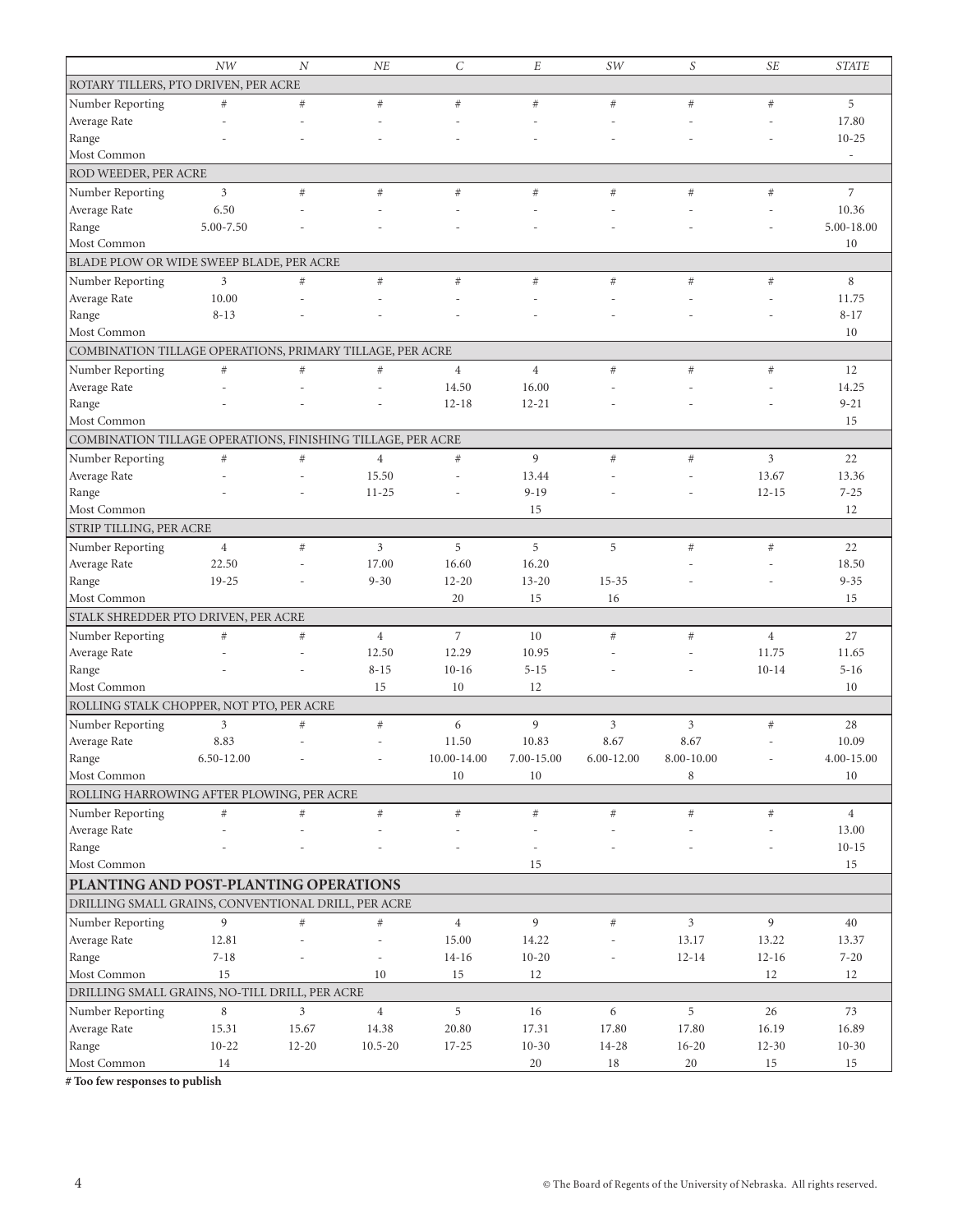| | *NW* | *N* | *NE* | *C* | *E* | *SW* | *S* | *SE* | *STATE* |
|---|---|---|---|---|---|---|---|---|---|
| ROTARY TILLERS, PTO DRIVEN, PER ACRE | | | | | | | | | |
| Number Reporting | # | # | # | # | # | # | # | # | 5 |
| Average Rate | - | - | - | - | - | - | - | - | 17.80 |
| Range | - | - | - | - | - | - | - | - | 10-25 |
| Most Common | | | | | | | | | - |
| ROD WEEDER, PER ACRE | | | | | | | | | |
| Number Reporting | 3 | # | # | # | # | # | # | # | 7 |
| Average Rate | 6.50 | - | - | - | - | - | - | - | 10.36 |
| Range | 5.00-7.50 | - | - | - | - | - | - | - | 5.00-18.00 |
| Most Common | | | | | | | | | 10 |
| BLADE PLOW OR WIDE SWEEP BLADE, PER ACRE | | | | | | | | | |
| Number Reporting | 3 | # | # | # | # | # | # | # | 8 |
| Average Rate | 10.00 | - | - | - | - | - | - | - | 11.75 |
| Range | 8-13 | - | - | - | - | - | - | - | 8-17 |
| Most Common | | | | | | | | | 10 |
| COMBINATION TILLAGE OPERATIONS, PRIMARY TILLAGE, PER ACRE | | | | | | | | | |
| Number Reporting | # | # | # | 4 | 4 | # | # | # | 12 |
| Average Rate | - | - | - | 14.50 | 16.00 | - | - | - | 14.25 |
| Range | - | - | - | 12-18 | 12-21 | - | - | - | 9-21 |
| Most Common | | | | | | | | | 15 |
| COMBINATION TILLAGE OPERATIONS, FINISHING TILLAGE, PER ACRE | | | | | | | | | |
| Number Reporting | # | # | 4 | # | 9 | # | # | 3 | 22 |
| Average Rate | - | - | 15.50 | - | 13.44 | - | - | 13.67 | 13.36 |
| Range | - | - | 11-25 | - | 9-19 | - | - | 12-15 | 7-25 |
| Most Common | | | | | 15 | | | | 12 |
| STRIP TILLING, PER ACRE | | | | | | | | | |
| Number Reporting | 4 | # | 3 | 5 | 5 | 5 | # | # | 22 |
| Average Rate | 22.50 | - | 17.00 | 16.60 | 16.20 | | - | - | 18.50 |
| Range | 19-25 | - | 9-30 | 12-20 | 13-20 | 15-35 | - | - | 9-35 |
| Most Common | | | | 20 | 15 | 16 | | | 15 |
| STALK SHREDDER PTO DRIVEN, PER ACRE | | | | | | | | | |
| Number Reporting | # | # | 4 | 7 | 10 | # | # | 4 | 27 |
| Average Rate | - | - | 12.50 | 12.29 | 10.95 | - | - | 11.75 | 11.65 |
| Range | - | - | 8-15 | 10-16 | 5-15 | - | - | 10-14 | 5-16 |
| Most Common | | | 15 | 10 | 12 | | | | 10 |
| ROLLING STALK CHOPPER, NOT PTO, PER ACRE | | | | | | | | | |
| Number Reporting | 3 | # | # | 6 | 9 | 3 | 3 | # | 28 |
| Average Rate | 8.83 | - | - | 11.50 | 10.83 | 8.67 | 8.67 | - | 10.09 |
| Range | 6.50-12.00 | - | - | 10.00-14.00 | 7.00-15.00 | 6.00-12.00 | 8.00-10.00 | - | 4.00-15.00 |
| Most Common | | | | 10 | 10 | | 8 | | 10 |
| ROLLING HARROWING AFTER PLOWING, PER ACRE | | | | | | | | | |
| Number Reporting | # | # | # | # | # | # | # | # | 4 |
| Average Rate | - | - | - | - | - | - | - | - | 13.00 |
| Range | - | - | - | - | - | - | - | - | 10-15 |
| Most Common | | | | | 15 | | | | 15 |
| **PLANTING AND POST-PLANTING OPERATIONS** | | | | | | | | | |
| DRILLING SMALL GRAINS, CONVENTIONAL DRILL, PER ACRE | | | | | | | | | |
| Number Reporting | 9 | # | # | 4 | 9 | # | 3 | 9 | 40 |
| Average Rate | 12.81 | - | - | 15.00 | 14.22 | - | 13.17 | 13.22 | 13.37 |
| Range | 7-18 | - | - | 14-16 | 10-20 | - | 12-14 | 12-16 | 7-20 |
| Most Common | 15 | | 10 | 15 | 12 | | | 12 | 12 |
| DRILLING SMALL GRAINS, NO-TILL DRILL, PER ACRE | | | | | | | | | |
| Number Reporting | 8 | 3 | 4 | 5 | 16 | 6 | 5 | 26 | 73 |
| Average Rate | 15.31 | 15.67 | 14.38 | 20.80 | 17.31 | 17.80 | 17.80 | 16.19 | 16.89 |
| Range | 10-22 | 12-20 | 10.5-20 | 17-25 | 10-30 | 14-28 | 16-20 | 12-30 | 10-30 |
| Most Common | 14 | | | | 20 | 18 | 20 | 15 | 15 |

**# Too few responses to publish**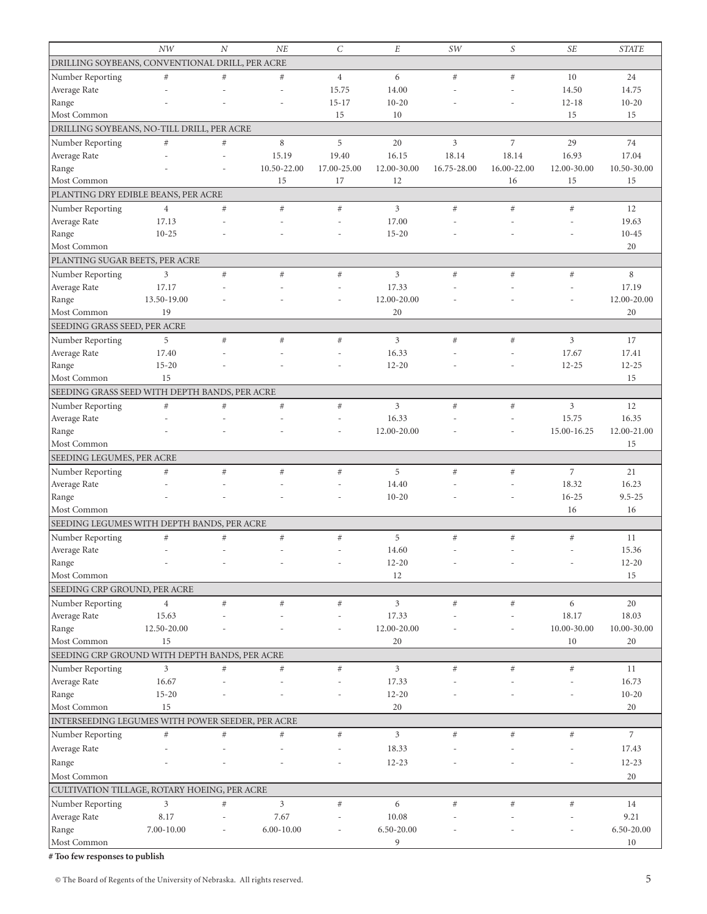| | *NW* | *N* | *NE* | *C* | *E* | *SW* | *S* | *SE* | *STATE* |
|---|---|---|---|---|---|---|---|---|---|
| DRILLING SOYBEANS, CONVENTIONAL DRILL, PER ACRE | | | | | | | | | |
| Number Reporting | # | # | # | 4 | 6 | # | # | 10 | 24 |
| Average Rate | - | - | - | 15.75 | 14.00 | - | - | 14.50 | 14.75 |
| Range | - | - | - | 15-17 | 10-20 | - | - | 12-18 | 10-20 |
| Most Common | | | | 15 | 10 | | | 15 | 15 |
| DRILLING SOYBEANS, NO-TILL DRILL, PER ACRE | | | | | | | | | |
| Number Reporting | # | # | 8 | 5 | 20 | 3 | 7 | 29 | 74 |
| Average Rate | - | - | 15.19 | 19.40 | 16.15 | 18.14 | 18.14 | 16.93 | 17.04 |
| Range | - | - | 10.50-22.00 | 17.00-25.00 | 12.00-30.00 | 16.75-28.00 | 16.00-22.00 | 12.00-30.00 | 10.50-30.00 |
| Most Common | | | 15 | 17 | 12 | | 16 | 15 | 15 |
| PLANTING DRY EDIBLE BEANS, PER ACRE | | | | | | | | | |
| Number Reporting | 4 | # | # | # | 3 | # | # | # | 12 |
| Average Rate | 17.13 | - | - | - | 17.00 | - | - | - | 19.63 |
| Range | 10-25 | - | - | - | 15-20 | - | - | - | 10-45 |
| Most Common | | | | | | | | | 20 |
| PLANTING SUGAR BEETS, PER ACRE | | | | | | | | | |
| Number Reporting | 3 | # | # | # | 3 | # | # | # | 8 |
| Average Rate | 17.17 | - | - | - | 17.33 | - | - | - | 17.19 |
| Range | 13.50-19.00 | - | - | - | 12.00-20.00 | - | - | - | 12.00-20.00 |
| Most Common | 19 | | | | 20 | | | | 20 |
| SEEDING GRASS SEED, PER ACRE | | | | | | | | | |
| Number Reporting | 5 | # | # | # | 3 | # | # | 3 | 17 |
| Average Rate | 17.40 | - | - | - | 16.33 | - | - | 17.67 | 17.41 |
| Range | 15-20 | - | - | - | 12-20 | - | - | 12-25 | 12-25 |
| Most Common | 15 | | | | | | | | 15 |
| SEEDING GRASS SEED WITH DEPTH BANDS, PER ACRE | | | | | | | | | |
| Number Reporting | # | # | # | # | 3 | # | # | 3 | 12 |
| Average Rate | - | - | - | - | 16.33 | - | - | 15.75 | 16.35 |
| Range | - | - | - | - | 12.00-20.00 | - | - | 15.00-16.25 | 12.00-21.00 |
| Most Common | | | | | | | | | 15 |
| SEEDING LEGUMES, PER ACRE | | | | | | | | | |
| Number Reporting | # | # | # | # | 5 | # | # | 7 | 21 |
| Average Rate | - | - | - | - | 14.40 | - | - | 18.32 | 16.23 |
| Range | - | - | - | - | 10-20 | - | - | 16-25 | 9.5-25 |
| Most Common | | | | | | | | 16 | 16 |
| SEEDING LEGUMES WITH DEPTH BANDS, PER ACRE | | | | | | | | | |
| Number Reporting | # | # | # | # | 5 | # | # | # | 11 |
| Average Rate | - | - | - | - | 14.60 | - | - | - | 15.36 |
| Range | - | - | - | - | 12-20 | - | - | - | 12-20 |
| Most Common | | | | | 12 | | | | 15 |
| SEEDING CRP GROUND, PER ACRE | | | | | | | | | |
| Number Reporting | 4 | # | # | # | 3 | # | # | 6 | 20 |
| Average Rate | 15.63 | - | - | - | 17.33 | - | - | 18.17 | 18.03 |
| Range | 12.50-20.00 | - | - | - | 12.00-20.00 | - | - | 10.00-30.00 | 10.00-30.00 |
| Most Common | 15 | | | | 20 | | | 10 | 20 |
| SEEDING CRP GROUND WITH DEPTH BANDS, PER ACRE | | | | | | | | | |
| Number Reporting | 3 | # | # | # | 3 | # | # | # | 11 |
| Average Rate | 16.67 | - | - | - | 17.33 | - | - | - | 16.73 |
| Range | 15-20 | - | - | - | 12-20 | - | - | - | 10-20 |
| Most Common | 15 | | | | 20 | | | | 20 |
| INTERSEEDING LEGUMES WITH POWER SEEDER, PER ACRE | | | | | | | | | |
| Number Reporting | # | # | # | # | 3 | # | # | # | 7 |
| Average Rate | - | - | - | - | 18.33 | - | - | - | 17.43 |
| Range | - | - | - | - | 12-23 | - | - | - | 12-23 |
| Most Common | | | | | | | | | 20 |
| CULTIVATION TILLAGE, ROTARY HOEING, PER ACRE | | | | | | | | | |
| Number Reporting | 3 | # | 3 | # | 6 | # | # | # | 14 |
| Average Rate | 8.17 | - | 7.67 | - | 10.08 | - | - | - | 9.21 |
| Range | 7.00-10.00 | - | 6.00-10.00 | - | 6.50-20.00 | - | - | - | 6.50-20.00 |
| Most Common | | | | | 9 | | | | 10 |

**# Too few responses to publish**

© The Board of Regents of the University of Nebraska. All rights reserved.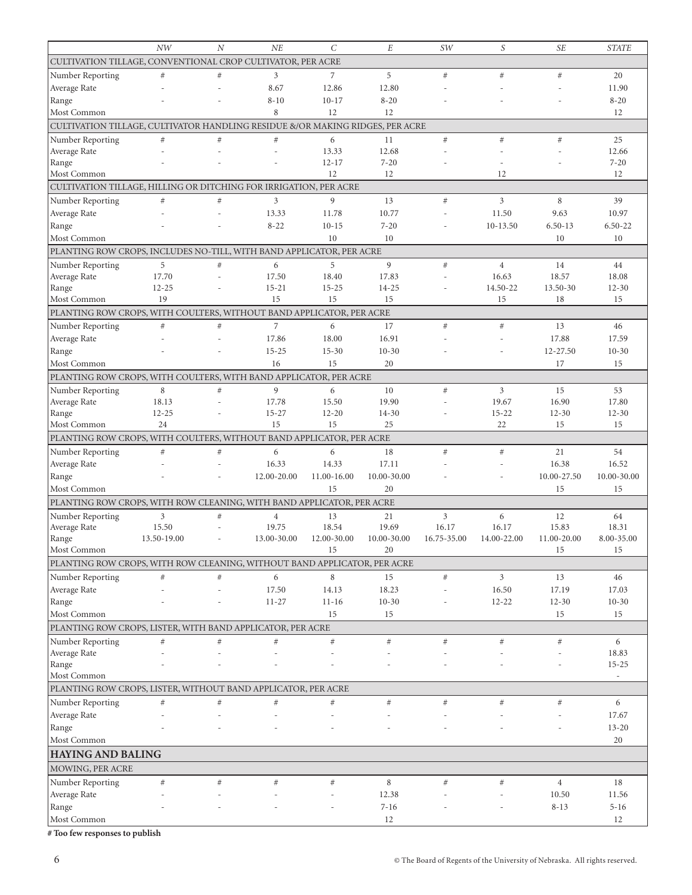| | NW | N | NE | C | E | SW | S | SE | STATE |
|---|---|---|---|---|---|---|---|---|---|
| **CULTIVATION TILLAGE, CONVENTIONAL CROP CULTIVATOR, PER ACRE** | | | | | | | | | |
| Number Reporting | # | # | 3 | 7 | 5 | # | # | # | 20 |
| Average Rate | - | - | 8.67 | 12.86 | 12.80 | - | - | - | 11.90 |
| Range | - | - | 8-10 | 10-17 | 8-20 | - | - | - | 8-20 |
| Most Common | | | 8 | 12 | 12 | | | | 12 |
| **CULTIVATION TILLAGE, CULTIVATOR HANDLING RESIDUE &/OR MAKING RIDGES, PER ACRE** | | | | | | | | | |
| Number Reporting | # | # | # | 6 | 11 | # | # | # | 25 |
| Average Rate | - | - | - | 13.33 | 12.68 | - | - | - | 12.66 |
| Range | - | - | - | 12-17 | 7-20 | - | - | - | 7-20 |
| Most Common | | | | 12 | 12 | | 12 | | 12 |
| **CULTIVATION TILLAGE, HILLING OR DITCHING FOR IRRIGATION, PER ACRE** | | | | | | | | | |
| Number Reporting | # | # | 3 | 9 | 13 | # | 3 | 8 | 39 |
| Average Rate | - | - | 13.33 | 11.78 | 10.77 | - | 11.50 | 9.63 | 10.97 |
| Range | - | - | 8-22 | 10-15 | 7-20 | - | 10-13.50 | 6.50-13 | 6.50-22 |
| Most Common | | | | 10 | 10 | | | 10 | 10 |
| **PLANTING ROW CROPS, INCLUDES NO-TILL, WITH BAND APPLICATOR, PER ACRE** | | | | | | | | | |
| Number Reporting | 5 | # | 6 | 5 | 9 | # | 4 | 14 | 44 |
| Average Rate | 17.70 | - | 17.50 | 18.40 | 17.83 | - | 16.63 | 18.57 | 18.08 |
| Range | 12-25 | - | 15-21 | 15-25 | 14-25 | - | 14.50-22 | 13.50-30 | 12-30 |
| Most Common | 19 | | 15 | 15 | 15 | | 15 | 18 | 15 |
| **PLANTING ROW CROPS, WITH COULTERS, WITHOUT BAND APPLICATOR, PER ACRE** | | | | | | | | | |
| Number Reporting | # | # | 7 | 6 | 17 | # | # | 13 | 46 |
| Average Rate | - | - | 17.86 | 18.00 | 16.91 | - | - | 17.88 | 17.59 |
| Range | - | - | 15-25 | 15-30 | 10-30 | - | - | 12-27.50 | 10-30 |
| Most Common | | | 16 | 15 | 20 | | | 17 | 15 |
| **PLANTING ROW CROPS, WITH COULTERS, WITH BAND APPLICATOR, PER ACRE** | | | | | | | | | |
| Number Reporting | 8 | # | 9 | 6 | 10 | # | 3 | 15 | 53 |
| Average Rate | 18.13 | - | 17.78 | 15.50 | 19.90 | - | 19.67 | 16.90 | 17.80 |
| Range | 12-25 | - | 15-27 | 12-20 | 14-30 | - | 15-22 | 12-30 | 12-30 |
| Most Common | 24 | | 15 | 15 | 25 | | 22 | 15 | 15 |
| **PLANTING ROW CROPS, WITH COULTERS, WITHOUT BAND APPLICATOR, PER ACRE** | | | | | | | | | |
| Number Reporting | # | # | 6 | 6 | 18 | # | # | 21 | 54 |
| Average Rate | - | - | 16.33 | 14.33 | 17.11 | - | - | 16.38 | 16.52 |
| Range | - | - | 12.00-20.00 | 11.00-16.00 | 10.00-30.00 | - | - | 10.00-27.50 | 10.00-30.00 |
| Most Common | | | | 15 | 20 | | | 15 | 15 |
| **PLANTING ROW CROPS, WITH ROW CLEANING, WITH BAND APPLICATOR, PER ACRE** | | | | | | | | | |
| Number Reporting | 3 | # | 4 | 13 | 21 | 3 | 6 | 12 | 64 |
| Average Rate | 15.50 | - | 19.75 | 18.54 | 19.69 | 16.17 | 16.17 | 15.83 | 18.31 |
| Range | 13.50-19.00 | - | 13.00-30.00 | 12.00-30.00 | 10.00-30.00 | 16.75-35.00 | 14.00-22.00 | 11.00-20.00 | 8.00-35.00 |
| Most Common | | | | 15 | 20 | | | 15 | 15 |
| **PLANTING ROW CROPS, WITH ROW CLEANING, WITHOUT BAND APPLICATOR, PER ACRE** | | | | | | | | | |
| Number Reporting | # | # | 6 | 8 | 15 | # | 3 | 13 | 46 |
| Average Rate | - | - | 17.50 | 14.13 | 18.23 | - | 16.50 | 17.19 | 17.03 |
| Range | - | - | 11-27 | 11-16 | 10-30 | - | 12-22 | 12-30 | 10-30 |
| Most Common | | | | 15 | 15 | | | 15 | 15 |
| **PLANTING ROW CROPS, LISTER, WITH BAND APPLICATOR, PER ACRE** | | | | | | | | | |
| Number Reporting | # | # | # | # | # | # | # | # | 6 |
| Average Rate | - | - | - | - | - | - | - | - | 18.83 |
| Range | - | - | - | - | - | - | - | - | 15-25 |
| Most Common | | | | | | | | | - |
| **PLANTING ROW CROPS, LISTER, WITHOUT BAND APPLICATOR, PER ACRE** | | | | | | | | | |
| Number Reporting | # | # | # | # | # | # | # | # | 6 |
| Average Rate | - | - | - | - | - | - | - | - | 17.67 |
| Range | - | - | - | - | - | - | - | - | 13-20 |
| Most Common | | | | | | | | | 20 |
| **HAYING AND BALING** | | | | | | | | | |
| **MOWING, PER ACRE** | | | | | | | | | |
| Number Reporting | # | # | # | # | 8 | # | # | 4 | 18 |
| Average Rate | - | - | - | - | 12.38 | - | - | 10.50 | 11.56 |
| Range | - | - | - | - | 7-16 | - | - | 8-13 | 5-16 |
| Most Common | | | | | 12 | | | | 12 |

**# Too few responses to publish**

© The Board of Regents of the University of Nebraska. All rights reserved.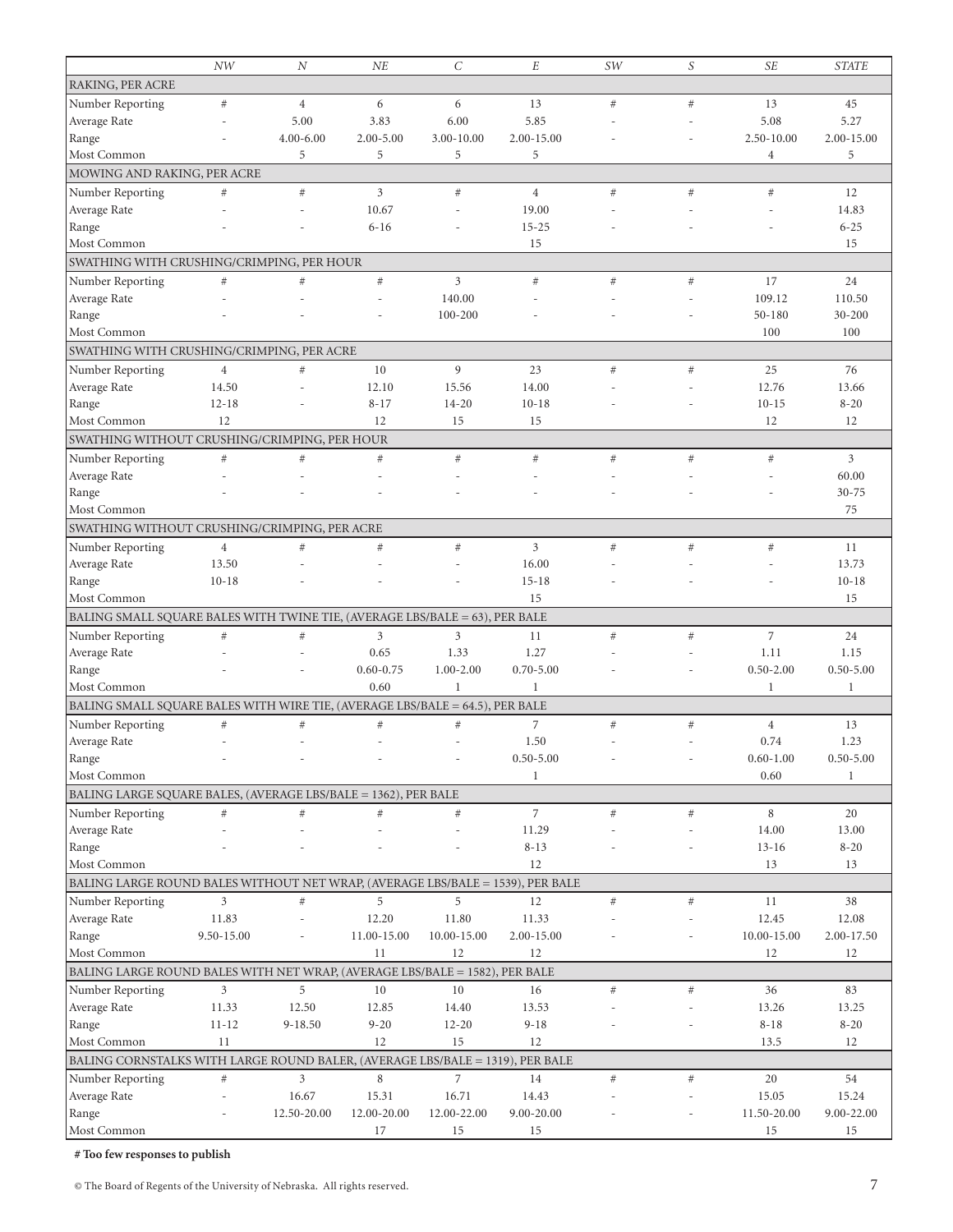| | NW | N | NE | C | E | SW | S | SE | STATE |
|---|---|---|---|---|---|---|---|---|---|
| **RAKING, PER ACRE** | | | | | | | | | |
| Number Reporting | # | 4 | 6 | 6 | 13 | # | # | 13 | 45 |
| Average Rate | - | 5.00 | 3.83 | 6.00 | 5.85 | - | - | 5.08 | 5.27 |
| Range | - | 4.00-6.00 | 2.00-5.00 | 3.00-10.00 | 2.00-15.00 | - | - | 2.50-10.00 | 2.00-15.00 |
| Most Common | | 5 | 5 | 5 | 5 | | | 4 | 5 |
| **MOWING AND RAKING, PER ACRE** | | | | | | | | | |
| Number Reporting | # | # | 3 | # | 4 | # | # | # | 12 |
| Average Rate | - | - | 10.67 | - | 19.00 | - | - | - | 14.83 |
| Range | - | - | 6-16 | - | 15-25 | - | - | - | 6-25 |
| Most Common | | | | | 15 | | | | 15 |
| **SWATHING WITH CRUSHING/CRIMPING, PER HOUR** | | | | | | | | | |
| Number Reporting | # | # | # | 3 | # | # | # | 17 | 24 |
| Average Rate | - | - | - | 140.00 | - | - | - | 109.12 | 110.50 |
| Range | - | - | - | 100-200 | - | - | - | 50-180 | 30-200 |
| Most Common | | | | | | | | 100 | 100 |
| **SWATHING WITH CRUSHING/CRIMPING, PER ACRE** | | | | | | | | | |
| Number Reporting | 4 | # | 10 | 9 | 23 | # | # | 25 | 76 |
| Average Rate | 14.50 | - | 12.10 | 15.56 | 14.00 | - | - | 12.76 | 13.66 |
| Range | 12-18 | - | 8-17 | 14-20 | 10-18 | - | - | 10-15 | 8-20 |
| Most Common | 12 | | 12 | 15 | 15 | | | 12 | 12 |
| **SWATHING WITHOUT CRUSHING/CRIMPING, PER HOUR** | | | | | | | | | |
| Number Reporting | # | # | # | # | # | # | # | # | 3 |
| Average Rate | - | - | - | - | - | - | - | - | 60.00 |
| Range | - | - | - | - | - | - | - | - | 30-75 |
| Most Common | | | | | | | | | 75 |
| **SWATHING WITHOUT CRUSHING/CRIMPING, PER ACRE** | | | | | | | | | |
| Number Reporting | 4 | # | # | # | 3 | # | # | # | 11 |
| Average Rate | 13.50 | - | - | - | 16.00 | - | - | - | 13.73 |
| Range | 10-18 | - | - | - | 15-18 | - | - | - | 10-18 |
| Most Common | | | | | 15 | | | | 15 |
| **BALING SMALL SQUARE BALES WITH TWINE TIE, (AVERAGE LBS/BALE = 63), PER BALE** | | | | | | | | | |
| Number Reporting | # | # | 3 | 3 | 11 | # | # | 7 | 24 |
| Average Rate | - | - | 0.65 | 1.33 | 1.27 | - | - | 1.11 | 1.15 |
| Range | - | - | 0.60-0.75 | 1.00-2.00 | 0.70-5.00 | - | - | 0.50-2.00 | 0.50-5.00 |
| Most Common | | | 0.60 | 1 | 1 | | | 1 | 1 |
| **BALING SMALL SQUARE BALES WITH WIRE TIE, (AVERAGE LBS/BALE = 64.5), PER BALE** | | | | | | | | | |
| Number Reporting | # | # | # | # | 7 | # | # | 4 | 13 |
| Average Rate | - | - | - | - | 1.50 | - | - | 0.74 | 1.23 |
| Range | - | - | - | - | 0.50-5.00 | - | - | 0.60-1.00 | 0.50-5.00 |
| Most Common | | | | | 1 | | | 0.60 | 1 |
| **BALING LARGE SQUARE BALES, (AVERAGE LBS/BALE = 1362), PER BALE** | | | | | | | | | |
| Number Reporting | # | # | # | # | 7 | # | # | 8 | 20 |
| Average Rate | - | - | - | - | 11.29 | - | - | 14.00 | 13.00 |
| Range | - | - | - | - | 8-13 | - | - | 13-16 | 8-20 |
| Most Common | | | | | 12 | | | 13 | 13 |
| **BALING LARGE ROUND BALES WITHOUT NET WRAP, (AVERAGE LBS/BALE = 1539), PER BALE** | | | | | | | | | |
| Number Reporting | 3 | # | 5 | 5 | 12 | # | # | 11 | 38 |
| Average Rate | 11.83 | - | 12.20 | 11.80 | 11.33 | - | - | 12.45 | 12.08 |
| Range | 9.50-15.00 | - | 11.00-15.00 | 10.00-15.00 | 2.00-15.00 | - | - | 10.00-15.00 | 2.00-17.50 |
| Most Common | | | 11 | 12 | 12 | | | 12 | 12 |
| **BALING LARGE ROUND BALES WITH NET WRAP, (AVERAGE LBS/BALE = 1582), PER BALE** | | | | | | | | | |
| Number Reporting | 3 | 5 | 10 | 10 | 16 | # | # | 36 | 83 |
| Average Rate | 11.33 | 12.50 | 12.85 | 14.40 | 13.53 | - | - | 13.26 | 13.25 |
| Range | 11-12 | 9-18.50 | 9-20 | 12-20 | 9-18 | - | - | 8-18 | 8-20 |
| Most Common | 11 | | 12 | 15 | 12 | | | 13.5 | 12 |
| **BALING CORNSTALKS WITH LARGE ROUND BALER, (AVERAGE LBS/BALE = 1319), PER BALE** | | | | | | | | | |
| Number Reporting | # | 3 | 8 | 7 | 14 | # | # | 20 | 54 |
| Average Rate | - | 16.67 | 15.31 | 16.71 | 14.43 | - | - | 15.05 | 15.24 |
| Range | - | 12.50-20.00 | 12.00-20.00 | 12.00-22.00 | 9.00-20.00 | - | - | 11.50-20.00 | 9.00-22.00 |
| Most Common | | | 17 | 15 | 15 | | | 15 | 15 |

**# Too few responses to publish**

© The Board of Regents of the University of Nebraska. All rights reserved.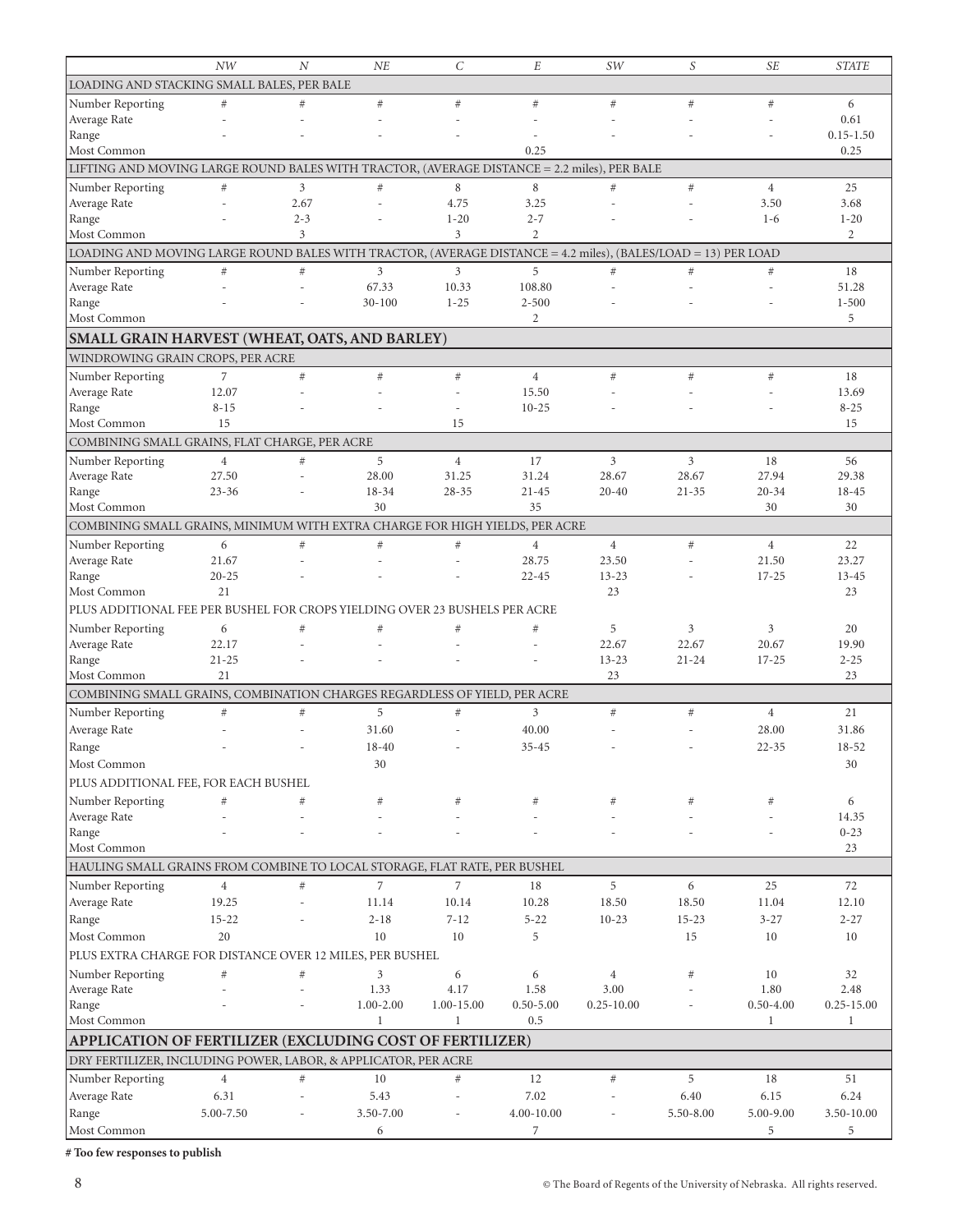| | NW | N | NE | C | E | SW | S | SE | STATE |
|---|---|---|---|---|---|---|---|---|---|
| LOADING AND STACKING SMALL BALES, PER BALE | | | | | | | | | |
| Number Reporting | # | # | # | # | # | # | # | # | 6 |
| Average Rate | - | - | - | - | - | - | - | - | 0.61 |
| Range | - | - | - | - | - | - | - | - | 0.15-1.50 |
| Most Common | | | | | 0.25 | | | | 0.25 |
| LIFTING AND MOVING LARGE ROUND BALES WITH TRACTOR, (AVERAGE DISTANCE = 2.2 miles), PER BALE | | | | | | | | | |
| Number Reporting | # | 3 | # | 8 | 8 | # | # | 4 | 25 |
| Average Rate | - | 2.67 | - | 4.75 | 3.25 | - | - | 3.50 | 3.68 |
| Range | - | 2-3 | - | 1-20 | 2-7 | - | - | 1-6 | 1-20 |
| Most Common | | 3 | | 3 | 2 | | | | 2 |
| LOADING AND MOVING LARGE ROUND BALES WITH TRACTOR, (AVERAGE DISTANCE = 4.2 miles), (BALES/LOAD = 13) PER LOAD | | | | | | | | | |
| Number Reporting | # | # | 3 | 3 | 5 | # | # | # | 18 |
| Average Rate | - | - | 67.33 | 10.33 | 108.80 | - | - | - | 51.28 |
| Range | - | - | 30-100 | 1-25 | 2-500 | - | - | - | 1-500 |
| Most Common | | | | | 2 | | | | 5 |
| **SMALL GRAIN HARVEST (WHEAT, OATS, AND BARLEY)** | | | | | | | | | |
| WINDROWING GRAIN CROPS, PER ACRE | | | | | | | | | |
| Number Reporting | 7 | # | # | # | 4 | # | # | # | 18 |
| Average Rate | 12.07 | - | - | - | 15.50 | - | - | - | 13.69 |
| Range | 8-15 | - | - | - | 10-25 | - | - | - | 8-25 |
| Most Common | 15 | | | 15 | | | | | 15 |
| COMBINING SMALL GRAINS, FLAT CHARGE, PER ACRE | | | | | | | | | |
| Number Reporting | 4 | # | 5 | 4 | 17 | 3 | 3 | 18 | 56 |
| Average Rate | 27.50 | - | 28.00 | 31.25 | 31.24 | 28.67 | 28.67 | 27.94 | 29.38 |
| Range | 23-36 | - | 18-34 | 28-35 | 21-45 | 20-40 | 21-35 | 20-34 | 18-45 |
| Most Common | | | 30 | | 35 | | | 30 | 30 |
| COMBINING SMALL GRAINS, MINIMUM WITH EXTRA CHARGE FOR HIGH YIELDS, PER ACRE | | | | | | | | | |
| Number Reporting | 6 | # | # | # | 4 | 4 | # | 4 | 22 |
| Average Rate | 21.67 | - | - | - | 28.75 | 23.50 | - | 21.50 | 23.27 |
| Range | 20-25 | - | - | - | 22-45 | 13-23 | - | 17-25 | 13-45 |
| Most Common | 21 | | | | | 23 | | | 23 |
| PLUS ADDITIONAL FEE PER BUSHEL FOR CROPS YIELDING OVER 23 BUSHELS PER ACRE | | | | | | | | | |
| Number Reporting | 6 | # | # | # | # | 5 | 3 | 3 | 20 |
| Average Rate | 22.17 | - | - | - | - | 22.67 | 22.67 | 20.67 | 19.90 |
| Range | 21-25 | - | - | - | - | 13-23 | 21-24 | 17-25 | 2-25 |
| Most Common | 21 | | | | | 23 | | | 23 |
| COMBINING SMALL GRAINS, COMBINATION CHARGES REGARDLESS OF YIELD, PER ACRE | | | | | | | | | |
| Number Reporting | # | # | 5 | # | 3 | # | # | 4 | 21 |
| Average Rate | - | - | 31.60 | - | 40.00 | - | - | 28.00 | 31.86 |
| Range | - | - | 18-40 | - | 35-45 | - | - | 22-35 | 18-52 |
| Most Common | | | 30 | | | | | | 30 |
| PLUS ADDITIONAL FEE, FOR EACH BUSHEL | | | | | | | | | |
| Number Reporting | # | # | # | # | # | # | # | # | 6 |
| Average Rate | - | - | - | - | - | - | - | - | 14.35 |
| Range | - | - | - | - | - | - | - | - | 0-23 |
| Most Common | | | | | | | | | 23 |
| HAULING SMALL GRAINS FROM COMBINE TO LOCAL STORAGE, FLAT RATE, PER BUSHEL | | | | | | | | | |
| Number Reporting | 4 | # | 7 | 7 | 18 | 5 | 6 | 25 | 72 |
| Average Rate | 19.25 | - | 11.14 | 10.14 | 10.28 | 18.50 | 18.50 | 11.04 | 12.10 |
| Range | 15-22 | - | 2-18 | 7-12 | 5-22 | 10-23 | 15-23 | 3-27 | 2-27 |
| Most Common | 20 | | 10 | 10 | 5 | | 15 | 10 | 10 |
| PLUS EXTRA CHARGE FOR DISTANCE OVER 12 MILES, PER BUSHEL | | | | | | | | | |
| Number Reporting | # | # | 3 | 6 | 6 | 4 | # | 10 | 32 |
| Average Rate | - | - | 1.33 | 4.17 | 1.58 | 3.00 | - | 1.80 | 2.48 |
| Range | - | - | 1.00-2.00 | 1.00-15.00 | 0.50-5.00 | 0.25-10.00 | - | 0.50-4.00 | 0.25-15.00 |
| Most Common | | | 1 | 1 | 0.5 | | | 1 | 1 |
| **APPLICATION OF FERTILIZER (EXCLUDING COST OF FERTILIZER)** | | | | | | | | | |
| DRY FERTILIZER, INCLUDING POWER, LABOR, & APPLICATOR, PER ACRE | | | | | | | | | |
| Number Reporting | 4 | # | 10 | # | 12 | # | 5 | 18 | 51 |
| Average Rate | 6.31 | - | 5.43 | - | 7.02 | - | 6.40 | 6.15 | 6.24 |
| Range | 5.00-7.50 | - | 3.50-7.00 | - | 4.00-10.00 | - | 5.50-8.00 | 5.00-9.00 | 3.50-10.00 |
| Most Common | | | 6 | | 7 | | | 5 | 5 |

**# Too few responses to publish**

© The Board of Regents of the University of Nebraska. All rights reserved.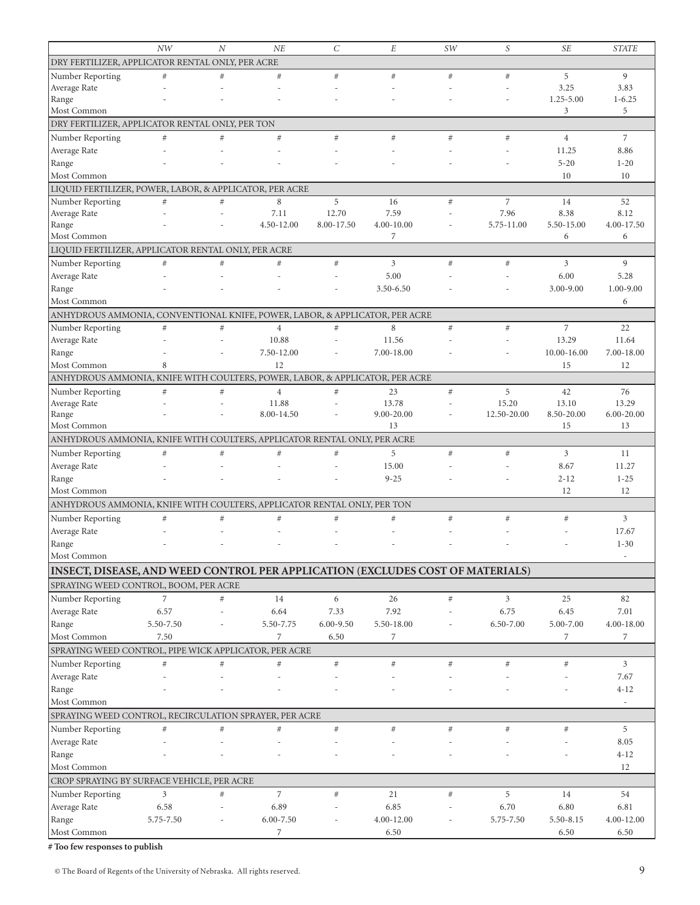| | NW | N | NE | C | E | SW | S | SE | STATE |
|---|---|---|---|---|---|---|---|---|---|
| **DRY FERTILIZER, APPLICATOR RENTAL ONLY, PER ACRE** | | | | | | | | | |
| Number Reporting | # | # | # | # | # | # | # | 5 | 9 |
| Average Rate | - | - | - | - | - | - | - | 3.25 | 3.83 |
| Range | - | - | - | - | - | - | - | 1.25-5.00 | 1-6.25 |
| Most Common | | | | | | | | 3 | 5 |
| **DRY FERTILIZER, APPLICATOR RENTAL ONLY, PER TON** | | | | | | | | | |
| Number Reporting | # | # | # | # | # | # | # | 4 | 7 |
| Average Rate | - | - | - | - | - | - | - | 11.25 | 8.86 |
| Range | - | - | - | - | - | - | - | 5-20 | 1-20 |
| Most Common | | | | | | | | 10 | 10 |
| **LIQUID FERTILIZER, POWER, LABOR, & APPLICATOR, PER ACRE** | | | | | | | | | |
| Number Reporting | # | # | 8 | 5 | 16 | # | 7 | 14 | 52 |
| Average Rate | - | - | 7.11 | 12.70 | 7.59 | - | 7.96 | 8.38 | 8.12 |
| Range | - | - | 4.50-12.00 | 8.00-17.50 | 4.00-10.00 | - | 5.75-11.00 | 5.50-15.00 | 4.00-17.50 |
| Most Common | | | | | 7 | | | 6 | 6 |
| **LIQUID FERTILIZER, APPLICATOR RENTAL ONLY, PER ACRE** | | | | | | | | | |
| Number Reporting | # | # | # | # | 3 | # | # | 3 | 9 |
| Average Rate | - | - | - | - | 5.00 | - | - | 6.00 | 5.28 |
| Range | - | - | - | - | 3.50-6.50 | - | - | 3.00-9.00 | 1.00-9.00 |
| Most Common | | | | | | | | | 6 |
| **ANHYDROUS AMMONIA, CONVENTIONAL KNIFE, POWER, LABOR, & APPLICATOR, PER ACRE** | | | | | | | | | |
| Number Reporting | # | # | 4 | # | 8 | # | # | 7 | 22 |
| Average Rate | - | - | 10.88 | - | 11.56 | - | - | 13.29 | 11.64 |
| Range | - | - | 7.50-12.00 | - | 7.00-18.00 | - | - | 10.00-16.00 | 7.00-18.00 |
| Most Common | 8 | | 12 | | | | | 15 | 12 |
| **ANHYDROUS AMMONIA, KNIFE WITH COULTERS, POWER, LABOR, & APPLICATOR, PER ACRE** | | | | | | | | | |
| Number Reporting | # | # | 4 | # | 23 | # | 5 | 42 | 76 |
| Average Rate | - | - | 11.88 | - | 13.78 | - | 15.20 | 13.10 | 13.29 |
| Range | - | - | 8.00-14.50 | - | 9.00-20.00 | - | 12.50-20.00 | 8.50-20.00 | 6.00-20.00 |
| Most Common | | | | | 13 | | | 15 | 13 |
| **ANHYDROUS AMMONIA, KNIFE WITH COULTERS, APPLICATOR RENTAL ONLY, PER ACRE** | | | | | | | | | |
| Number Reporting | # | # | # | # | 5 | # | # | 3 | 11 |
| Average Rate | - | - | - | - | 15.00 | - | - | 8.67 | 11.27 |
| Range | - | - | - | - | 9-25 | - | - | 2-12 | 1-25 |
| Most Common | | | | | | | | 12 | 12 |
| **ANHYDROUS AMMONIA, KNIFE WITH COULTERS, APPLICATOR RENTAL ONLY, PER TON** | | | | | | | | | |
| Number Reporting | # | # | # | # | # | # | # | # | 3 |
| Average Rate | - | - | - | - | - | - | - | - | 17.67 |
| Range | - | - | - | - | - | - | - | - | 1-30 |
| Most Common | | | | | | | | | - |
| **INSECT, DISEASE, AND WEED CONTROL PER APPLICATION (EXCLUDES COST OF MATERIALS)** | | | | | | | | | |
| **SPRAYING WEED CONTROL, BOOM, PER ACRE** | | | | | | | | | |
| Number Reporting | 7 | # | 14 | 6 | 26 | # | 3 | 25 | 82 |
| Average Rate | 6.57 | - | 6.64 | 7.33 | 7.92 | - | 6.75 | 6.45 | 7.01 |
| Range | 5.50-7.50 | - | 5.50-7.75 | 6.00-9.50 | 5.50-18.00 | - | 6.50-7.00 | 5.00-7.00 | 4.00-18.00 |
| Most Common | 7.50 | | 7 | 6.50 | 7 | | | 7 | 7 |
| **SPRAYING WEED CONTROL, PIPE WICK APPLICATOR, PER ACRE** | | | | | | | | | |
| Number Reporting | # | # | # | # | # | # | # | # | 3 |
| Average Rate | - | - | - | - | - | - | - | - | 7.67 |
| Range | - | - | - | - | - | - | - | - | 4-12 |
| Most Common | | | | | | | | | - |
| **SPRAYING WEED CONTROL, RECIRCULATION SPRAYER, PER ACRE** | | | | | | | | | |
| Number Reporting | # | # | # | # | # | # | # | # | 5 |
| Average Rate | - | - | - | - | - | - | - | - | 8.05 |
| Range | - | - | - | - | - | - | - | - | 4-12 |
| Most Common | | | | | | | | | 12 |
| **CROP SPRAYING BY SURFACE VEHICLE, PER ACRE** | | | | | | | | | |
| Number Reporting | 3 | # | 7 | # | 21 | # | 5 | 14 | 54 |
| Average Rate | 6.58 | - | 6.89 | - | 6.85 | - | 6.70 | 6.80 | 6.81 |
| Range | 5.75-7.50 | - | 6.00-7.50 | - | 4.00-12.00 | - | 5.75-7.50 | 5.50-8.15 | 4.00-12.00 |
| Most Common | | | 7 | | 6.50 | | | 6.50 | 6.50 |

**# Too few responses to publish**

© The Board of Regents of the University of Nebraska. All rights reserved.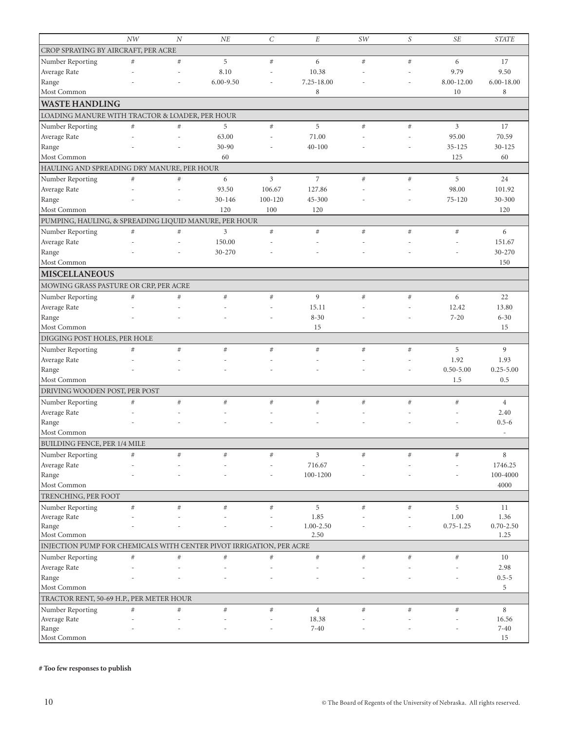|  | *NW* | *N* | *NE* | *C* | *E* | *SW* | *S* | *SE* | *STATE* |
|---|---|---|---|---|---|---|---|---|---|
| CROP SPRAYING BY AIRCRAFT, PER ACRE | | | | | | | | | |
| Number Reporting | # | # | 5 | # | 6 | # | # | 6 | 17 |
| Average Rate | - | - | 8.10 | - | 10.38 | - | - | 9.79 | 9.50 |
| Range | - | - | 6.00-9.50 | - | 7.25-18.00 | - | - | 8.00-12.00 | 6.00-18.00 |
| Most Common | | | | | 8 | | | 10 | 8 |
| **WASTE HANDLING** | | | | | | | | | |
| LOADING MANURE WITH TRACTOR & LOADER, PER HOUR | | | | | | | | | |
| Number Reporting | # | # | 5 | # | 5 | # | # | 3 | 17 |
| Average Rate | - | - | 63.00 | - | 71.00 | - | - | 95.00 | 70.59 |
| Range | - | - | 30-90 | - | 40-100 | - | - | 35-125 | 30-125 |
| Most Common | | | 60 | | | | | 125 | 60 |
| HAULING AND SPREADING DRY MANURE, PER HOUR | | | | | | | | | |
| Number Reporting | # | # | 6 | 3 | 7 | # | # | 5 | 24 |
| Average Rate | - | - | 93.50 | 106.67 | 127.86 | - | - | 98.00 | 101.92 |
| Range | - | - | 30-146 | 100-120 | 45-300 | - | - | 75-120 | 30-300 |
| Most Common | | | 120 | 100 | 120 | | | | 120 |
| PUMPING, HAULING, & SPREADING LIQUID MANURE, PER HOUR | | | | | | | | | |
| Number Reporting | # | # | 3 | # | # | # | # | # | 6 |
| Average Rate | - | - | 150.00 | - | - | - | - | - | 151.67 |
| Range | - | - | 30-270 | - | - | - | - | - | 30-270 |
| Most Common | | | | | | | | | 150 |
| **MISCELLANEOUS** | | | | | | | | | |
| MOWING GRASS PASTURE OR CRP, PER ACRE | | | | | | | | | |
| Number Reporting | # | # | # | # | 9 | # | # | 6 | 22 |
| Average Rate | - | - | - | - | 15.11 | - | - | 12.42 | 13.80 |
| Range | - | - | - | - | 8-30 | - | - | 7-20 | 6-30 |
| Most Common | | | | | 15 | | | | 15 |
| DIGGING POST HOLES, PER HOLE | | | | | | | | | |
| Number Reporting | # | # | # | # | # | # | # | 5 | 9 |
| Average Rate | - | - | - | - | - | - | - | 1.92 | 1.93 |
| Range | - | - | - | - | - | - | - | 0.50-5.00 | 0.25-5.00 |
| Most Common | | | | | | | | 1.5 | 0.5 |
| DRIVING WOODEN POST, PER POST | | | | | | | | | |
| Number Reporting | # | # | # | # | # | # | # | # | 4 |
| Average Rate | - | - | - | - | - | - | - | - | 2.40 |
| Range | - | - | - | - | - | - | - | - | 0.5-6 |
| Most Common | | | | | | | | | - |
| BUILDING FENCE, PER 1/4 MILE | | | | | | | | | |
| Number Reporting | # | # | # | # | 3 | # | # | # | 8 |
| Average Rate | - | - | - | - | 716.67 | - | - | - | 1746.25 |
| Range | - | - | - | - | 100-1200 | - | - | - | 100-4000 |
| Most Common | | | | | | | | | 4000 |
| TRENCHING, PER FOOT | | | | | | | | | |
| Number Reporting | # | # | # | # | 5 | # | # | 5 | 11 |
| Average Rate | - | - | - | - | 1.85 | - | - | 1.00 | 1.36 |
| Range | - | - | - | - | 1.00-2.50 | - | - | 0.75-1.25 | 0.70-2.50 |
| Most Common | | | | | 2.50 | | | | 1.25 |
| INJECTION PUMP FOR CHEMICALS WITH CENTER PIVOT IRRIGATION, PER ACRE | | | | | | | | | |
| Number Reporting | # | # | # | # | # | # | # | # | 10 |
| Average Rate | - | - | - | - | - | - | - | - | 2.98 |
| Range | - | - | - | - | - | - | - | - | 0.5-5 |
| Most Common | | | | | | | | | 5 |
| TRACTOR RENT, 50-69 H.P., PER METER HOUR | | | | | | | | | |
| Number Reporting | # | # | # | # | 4 | # | # | # | 8 |
| Average Rate | - | - | - | - | 18.38 | - | - | - | 16.56 |
| Range | - | - | - | - | 7-40 | - | - | - | 7-40 |
| Most Common | | | | | | | | | 15 |

**# Too few responses to publish**

© The Board of Regents of the University of Nebraska. All rights reserved.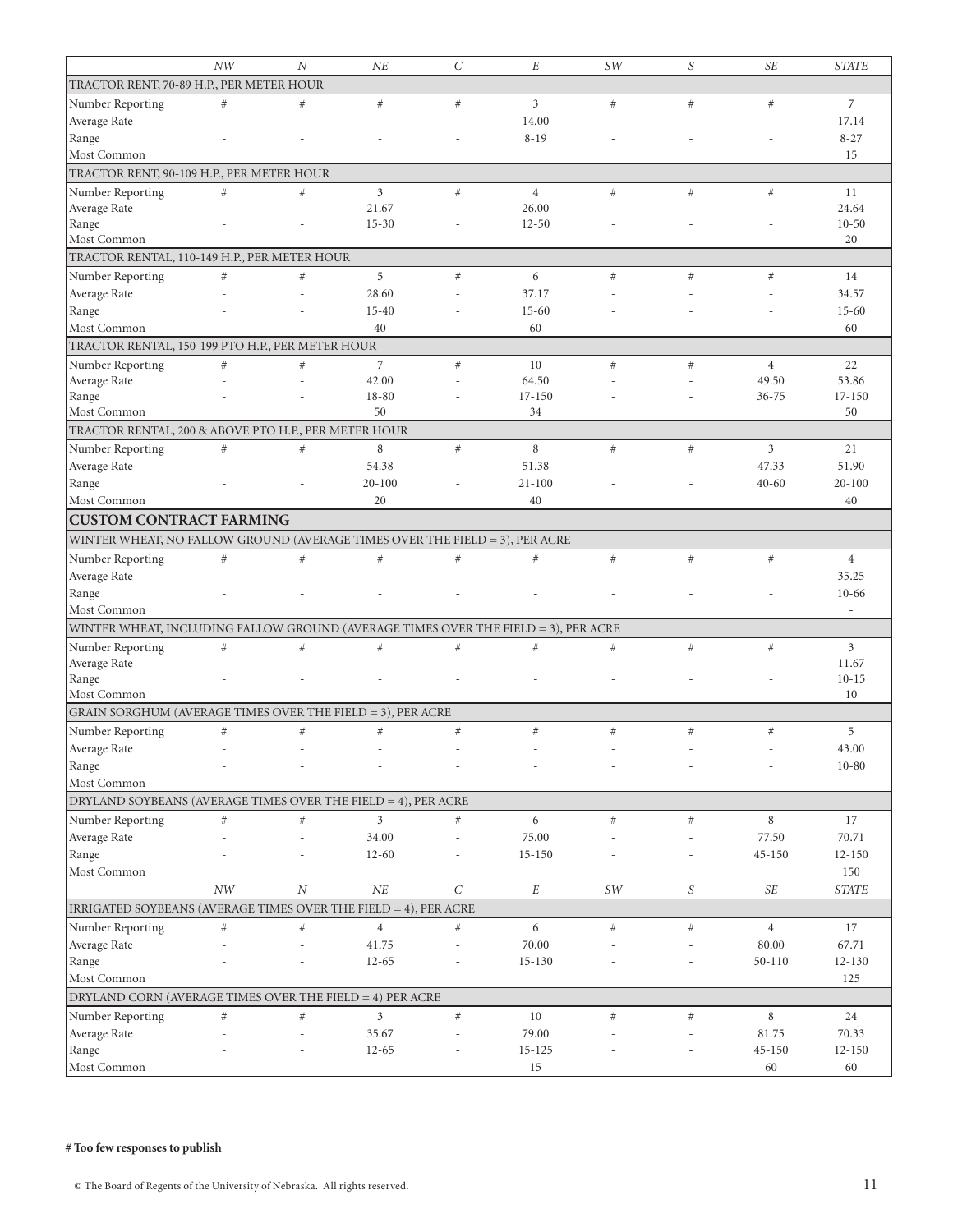| | NW | N | NE | C | E | SW | S | SE | STATE |
|---|---|---|---|---|---|---|---|---|---|
| TRACTOR RENT, 70-89 H.P., PER METER HOUR | | | | | | | | | |
| Number Reporting | # | # | # | # | 3 | # | # | # | 7 |
| Average Rate | - | - | - | - | 14.00 | - | - | - | 17.14 |
| Range | - | - | - | - | 8-19 | - | - | - | 8-27 |
| Most Common | | | | | | | | | 15 |
| TRACTOR RENT, 90-109 H.P., PER METER HOUR | | | | | | | | | |
| Number Reporting | # | # | 3 | # | 4 | # | # | # | 11 |
| Average Rate | - | - | 21.67 | - | 26.00 | - | - | - | 24.64 |
| Range | - | - | 15-30 | - | 12-50 | - | - | - | 10-50 |
| Most Common | | | | | | | | | 20 |
| TRACTOR RENTAL, 110-149 H.P., PER METER HOUR | | | | | | | | | |
| Number Reporting | # | # | 5 | # | 6 | # | # | # | 14 |
| Average Rate | - | - | 28.60 | - | 37.17 | - | - | - | 34.57 |
| Range | - | - | 15-40 | - | 15-60 | - | - | - | 15-60 |
| Most Common | | | 40 | | 60 | | | | 60 |
| TRACTOR RENTAL, 150-199 PTO H.P., PER METER HOUR | | | | | | | | | |
| Number Reporting | # | # | 7 | # | 10 | # | # | 4 | 22 |
| Average Rate | - | - | 42.00 | - | 64.50 | - | - | 49.50 | 53.86 |
| Range | - | - | 18-80 | - | 17-150 | - | - | 36-75 | 17-150 |
| Most Common | | | 50 | | 34 | | | | 50 |
| TRACTOR RENTAL, 200 & ABOVE PTO H.P., PER METER HOUR | | | | | | | | | |
| Number Reporting | # | # | 8 | # | 8 | # | # | 3 | 21 |
| Average Rate | - | - | 54.38 | - | 51.38 | - | - | 47.33 | 51.90 |
| Range | - | - | 20-100 | - | 21-100 | - | - | 40-60 | 20-100 |
| Most Common | | | 20 | | 40 | | | | 40 |
| **CUSTOM CONTRACT FARMING** | | | | | | | | | |
| WINTER WHEAT, NO FALLOW GROUND (AVERAGE TIMES OVER THE FIELD = 3), PER ACRE | | | | | | | | | |
| Number Reporting | # | # | # | # | # | # | # | # | 4 |
| Average Rate | - | - | - | - | - | - | - | - | 35.25 |
| Range | - | - | - | - | - | - | - | - | 10-66 |
| Most Common | | | | | | | | | - |
| WINTER WHEAT, INCLUDING FALLOW GROUND (AVERAGE TIMES OVER THE FIELD = 3), PER ACRE | | | | | | | | | |
| Number Reporting | # | # | # | # | # | # | # | # | 3 |
| Average Rate | - | - | - | - | - | - | - | - | 11.67 |
| Range | - | - | - | - | - | - | - | - | 10-15 |
| Most Common | | | | | | | | | 10 |
| GRAIN SORGHUM (AVERAGE TIMES OVER THE FIELD = 3), PER ACRE | | | | | | | | | |
| Number Reporting | # | # | # | # | # | # | # | # | 5 |
| Average Rate | - | - | - | - | - | - | - | - | 43.00 |
| Range | - | - | - | - | - | - | - | - | 10-80 |
| Most Common | | | | | | | | | - |
| DRYLAND SOYBEANS (AVERAGE TIMES OVER THE FIELD = 4), PER ACRE | | | | | | | | | |
| Number Reporting | # | # | 3 | # | 6 | # | # | 8 | 17 |
| Average Rate | - | - | 34.00 | - | 75.00 | - | - | 77.50 | 70.71 |
| Range | - | - | 12-60 | - | 15-150 | - | - | 45-150 | 12-150 |
| Most Common | | | | | | | | | 150 |
| | NW | N | NE | C | E | SW | S | SE | STATE |
| IRRIGATED SOYBEANS (AVERAGE TIMES OVER THE FIELD = 4), PER ACRE | | | | | | | | | |
| Number Reporting | # | # | 4 | # | 6 | # | # | 4 | 17 |
| Average Rate | - | - | 41.75 | - | 70.00 | - | - | 80.00 | 67.71 |
| Range | - | - | 12-65 | - | 15-130 | - | - | 50-110 | 12-130 |
| Most Common | | | | | | | | | 125 |
| DRYLAND CORN (AVERAGE TIMES OVER THE FIELD = 4) PER ACRE | | | | | | | | | |
| Number Reporting | # | # | 3 | # | 10 | # | # | 8 | 24 |
| Average Rate | - | - | 35.67 | - | 79.00 | - | - | 81.75 | 70.33 |
| Range | - | - | 12-65 | - | 15-125 | - | - | 45-150 | 12-150 |
| Most Common | | | | | 15 | | | 60 | 60 |

**# Too few responses to publish**

© The Board of Regents of the University of Nebraska. All rights reserved.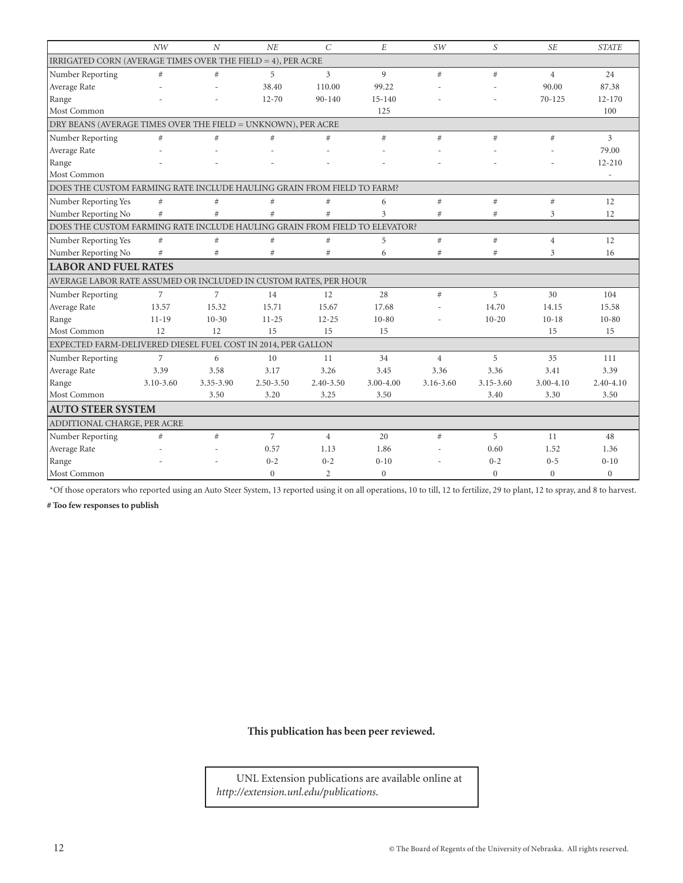| | NW | N | NE | C | E | SW | S | SE | STATE |
|---|---|---|---|---|---|---|---|---|---|
| IRRIGATED CORN (AVERAGE TIMES OVER THE FIELD = 4), PER ACRE | | | | | | | | | |
| Number Reporting | # | # | 5 | 3 | 9 | # | # | 4 | 24 |
| Average Rate | - | - | 38.40 | 110.00 | 99.22 | - | - | 90.00 | 87.38 |
| Range | - | - | 12-70 | 90-140 | 15-140 | - | - | 70-125 | 12-170 |
| Most Common | | | | | 125 | | | | 100 |
| DRY BEANS (AVERAGE TIMES OVER THE FIELD = UNKNOWN), PER ACRE | | | | | | | | | |
| Number Reporting | # | # | # | # | # | # | # | # | 3 |
| Average Rate | - | - | - | - | - | - | - | - | 79.00 |
| Range | - | - | - | - | - | - | - | - | 12-210 |
| Most Common | | | | | | | | | - |
| DOES THE CUSTOM FARMING RATE INCLUDE HAULING GRAIN FROM FIELD TO FARM? | | | | | | | | | |
| Number Reporting Yes | # | # | # | # | 6 | # | # | # | 12 |
| Number Reporting No | # | # | # | # | 3 | # | # | 3 | 12 |
| DOES THE CUSTOM FARMING RATE INCLUDE HAULING GRAIN FROM FIELD TO ELEVATOR? | | | | | | | | | |
| Number Reporting Yes | # | # | # | # | 5 | # | # | 4 | 12 |
| Number Reporting No | # | # | # | # | 6 | # | # | 3 | 16 |
| **LABOR AND FUEL RATES** | | | | | | | | | |
| AVERAGE LABOR RATE ASSUMED OR INCLUDED IN CUSTOM RATES, PER HOUR | | | | | | | | | |
| Number Reporting | 7 | 7 | 14 | 12 | 28 | # | 5 | 30 | 104 |
| Average Rate | 13.57 | 15.32 | 15.71 | 15.67 | 17.68 | - | 14.70 | 14.15 | 15.58 |
| Range | 11-19 | 10-30 | 11-25 | 12-25 | 10-80 | - | 10-20 | 10-18 | 10-80 |
| Most Common | 12 | 12 | 15 | 15 | 15 | | | 15 | 15 |
| EXPECTED FARM-DELIVERED DIESEL FUEL COST IN 2014, PER GALLON | | | | | | | | | |
| Number Reporting | 7 | 6 | 10 | 11 | 34 | 4 | 5 | 35 | 111 |
| Average Rate | 3.39 | 3.58 | 3.17 | 3.26 | 3.45 | 3.36 | 3.36 | 3.41 | 3.39 |
| Range | 3.10-3.60 | 3.35-3.90 | 2.50-3.50 | 2.40-3.50 | 3.00-4.00 | 3.16-3.60 | 3.15-3.60 | 3.00-4.10 | 2.40-4.10 |
| Most Common | | 3.50 | 3.20 | 3.25 | 3.50 | | 3.40 | 3.30 | 3.50 |
| **AUTO STEER SYSTEM** | | | | | | | | | |
| ADDITIONAL CHARGE, PER ACRE | | | | | | | | | |
| Number Reporting | # | # | 7 | 4 | 20 | # | 5 | 11 | 48 |
| Average Rate | - | - | 0.57 | 1.13 | 1.86 | - | 0.60 | 1.52 | 1.36 |
| Range | - | - | 0-2 | 0-2 | 0-10 | - | 0-2 | 0-5 | 0-10 |
| Most Common | | | 0 | 2 | 0 | | 0 | 0 | 0 |

*Of those operators who reported using an Auto Steer System, 13 reported using it on all operations, 10 to till, 12 to fertilize, 29 to plant, 12 to spray, and 8 to harvest.

**# Too few responses to publish**

**This publication has been peer reviewed.**

UNL Extension publications are available online at *http://extension.unl.edu/publications*.

© The Board of Regents of the University of Nebraska. All rights reserved.